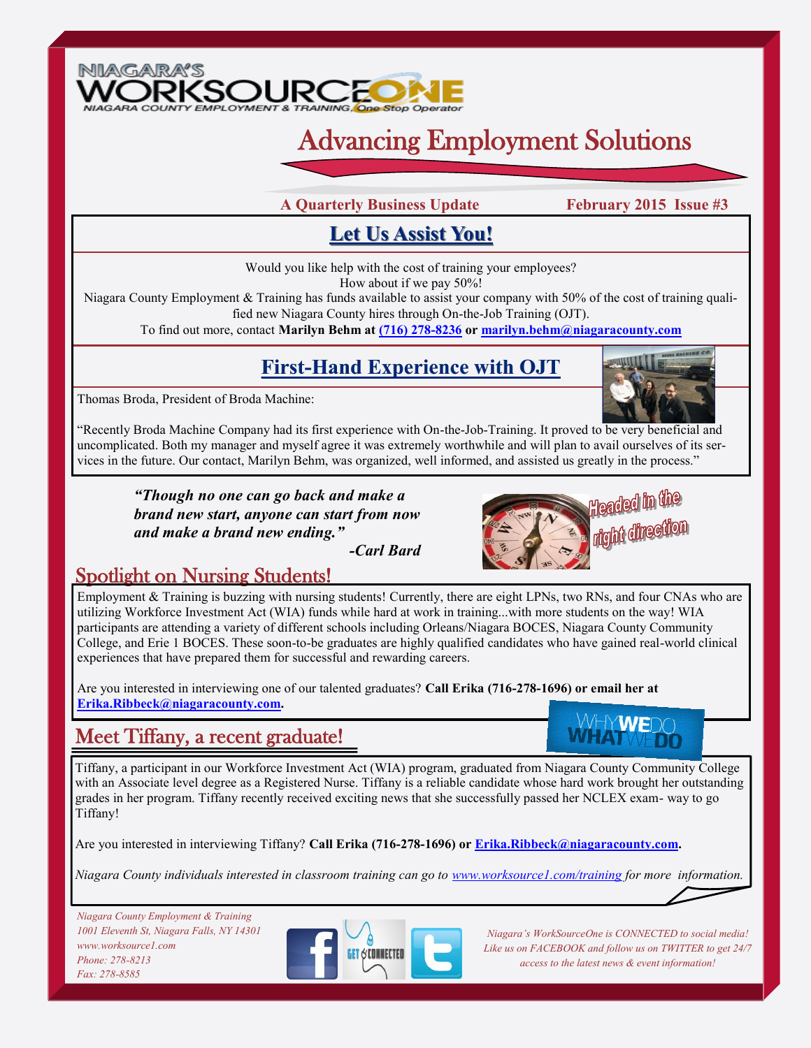NIAGARA'S WORKSOURCEONE
NIAGARA COUNTY EMPLOYMENT & TRAINING, One Stop Operator

# Advancing Employment Solutions

**A Quarterly Business Update** **February 2015 Issue #3**

## Let Us Assist You!

Would you like help with the cost of training your employees?
How about if we pay 50%!
Niagara County Employment & Training has funds available to assist your company with 50% of the cost of training qualified new Niagara County hires through On-the-Job Training (OJT).
To find out more, contact **Marilyn Behm at (716) 278-8236 or marilyn.behm@niagaracounty.com**

## First-Hand Experience with OJT

Thomas Broda, President of Broda Machine:

"Recently Broda Machine Company had its first experience with On-the-Job-Training. It proved to be very beneficial and uncomplicated. Both my manager and myself agree it was extremely worthwhile and will plan to avail ourselves of its services in the future. Our contact, Marilyn Behm, was organized, well informed, and assisted us greatly in the process."

***"Though no one can go back and make a brand new start, anyone can start from now and make a brand new ending."***
***-Carl Bard***

Headed in the right direction

## Spotlight on Nursing Students!

Employment & Training is buzzing with nursing students! Currently, there are eight LPNs, two RNs, and four CNAs who are utilizing Workforce Investment Act (WIA) funds while hard at work in training...with more students on the way! WIA participants are attending a variety of different schools including Orleans/Niagara BOCES, Niagara County Community College, and Erie 1 BOCES. These soon-to-be graduates are highly qualified candidates who have gained real-world clinical experiences that have prepared them for successful and rewarding careers.

Are you interested in interviewing one of our talented graduates? **Call Erika (716-278-1696) or email her at Erika.Ribbeck@niagaracounty.com.**

WHY WE DO WHAT WE DO

## Meet Tiffany, a recent graduate!

Tiffany, a participant in our Workforce Investment Act (WIA) program, graduated from Niagara County Community College with an Associate level degree as a Registered Nurse. Tiffany is a reliable candidate whose hard work brought her outstanding grades in her program. Tiffany recently received exciting news that she successfully passed her NCLEX exam- way to go Tiffany!

Are you interested in interviewing Tiffany? **Call Erika (716-278-1696) or Erika.Ribbeck@niagaracounty.com.**

*Niagara County individuals interested in classroom training can go to www.worksource1.com/training for more information.*

*Niagara County Employment & Training*
*1001 Eleventh St, Niagara Falls, NY 14301*
*www.worksource1.com*
*Phone: 278-8213*
*Fax: 278-8585*

GET CONNECTED

*Niagara's WorkSourceOne is CONNECTED to social media! Like us on FACEBOOK and follow us on TWITTER to get 24/7 access to the latest news & event information!*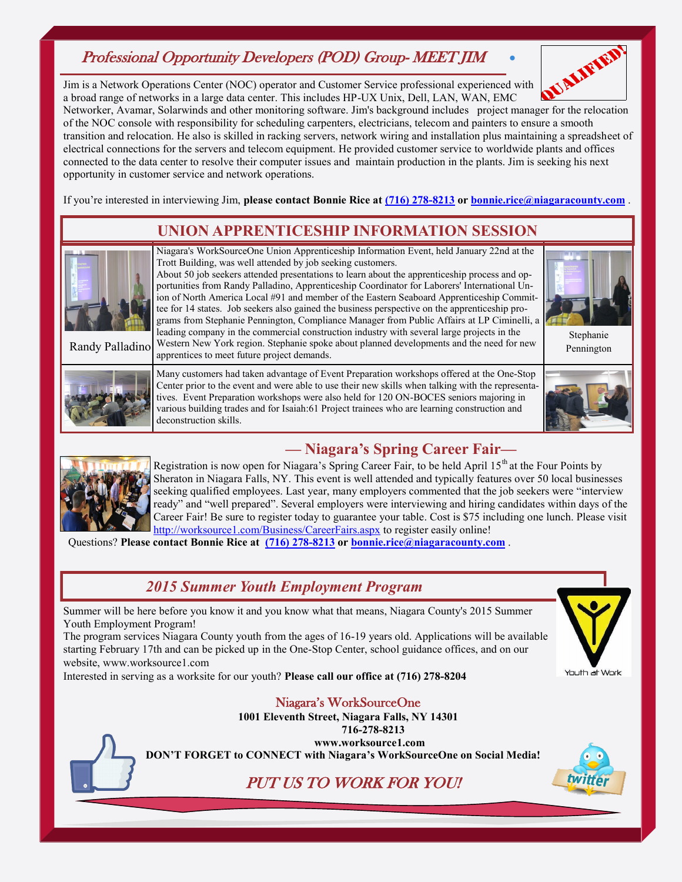## *Professional Opportunity Developers (POD) Group- MEET JIM*

QUALIFIED!

Jim is a Network Operations Center (NOC) operator and Customer Service professional experienced with a broad range of networks in a large data center. This includes HP-UX Unix, Dell, LAN, WAN, EMC Networker, Avamar, Solarwinds and other monitoring software. Jim's background includes project manager for the relocation of the NOC console with responsibility for scheduling carpenters, electricians, telecom and painters to ensure a smooth transition and relocation. He also is skilled in racking servers, network wiring and installation plus maintaining a spreadsheet of electrical connections for the servers and telecom equipment. He provided customer service to worldwide plants and offices connected to the data center to resolve their computer issues and maintain production in the plants. Jim is seeking his next opportunity in customer service and network operations.

If you're interested in interviewing Jim, **please contact Bonnie Rice at [(716) 278-8213](tel:7162788213) or [bonnie.rice@niagaracounty.com](mailto:bonnie.rice@niagaracounty.com)** .

## UNION APPRENTICESHIP INFORMATION SESSION

Randy Palladino

Niagara's WorkSourceOne Union Apprenticeship Information Event, held January 22nd at the Trott Building, was well attended by job seeking customers.
About 50 job seekers attended presentations to learn about the apprenticeship process and opportunities from Randy Palladino, Apprenticeship Coordinator for Laborers' International Union of North America Local #91 and member of the Eastern Seaboard Apprenticeship Committee for 14 states. Job seekers also gained the business perspective on the apprenticeship programs from Stephanie Pennington, Compliance Manager from Public Affairs at LP Ciminelli, a leading company in the commercial construction industry with several large projects in the Western New York region. Stephanie spoke about planned developments and the need for new apprentices to meet future project demands.

Stephanie Pennington

Many customers had taken advantage of Event Preparation workshops offered at the One-Stop Center prior to the event and were able to use their new skills when talking with the representatives. Event Preparation workshops were also held for 120 ON-BOCES seniors majoring in various building trades and for Isaiah:61 Project trainees who are learning construction and deconstruction skills.

## — Niagara's Spring Career Fair—

Registration is now open for Niagara's Spring Career Fair, to be held April 15th at the Four Points by Sheraton in Niagara Falls, NY. This event is well attended and typically features over 50 local businesses seeking qualified employees. Last year, many employers commented that the job seekers were "interview ready" and "well prepared". Several employers were interviewing and hiring candidates within days of the Career Fair! Be sure to register today to guarantee your table. Cost is $75 including one lunch. Please visit http://worksource1.com/Business/CareerFairs.aspx to register easily online!

Questions? **Please contact Bonnie Rice at (716) 278-8213 or bonnie.rice@niagaracounty.com** .

## *2015 Summer Youth Employment Program*

Summer will be here before you know it and you know what that means, Niagara County's 2015 Summer Youth Employment Program!

The program services Niagara County youth from the ages of 16-19 years old. Applications will be available starting February 17th and can be picked up in the One-Stop Center, school guidance offices, and on our website, www.worksource1.com

Interested in serving as a worksite for our youth? **Please call our office at (716) 278-8204**

Youth at Work

**Niagara's WorkSourceOne**
**1001 Eleventh Street, Niagara Falls, NY 14301**
**716-278-8213**
**www.worksource1.com**
**DON'T FORGET to CONNECT with Niagara's WorkSourceOne on Social Media!**

twitter

***PUT US TO WORK FOR YOU!***